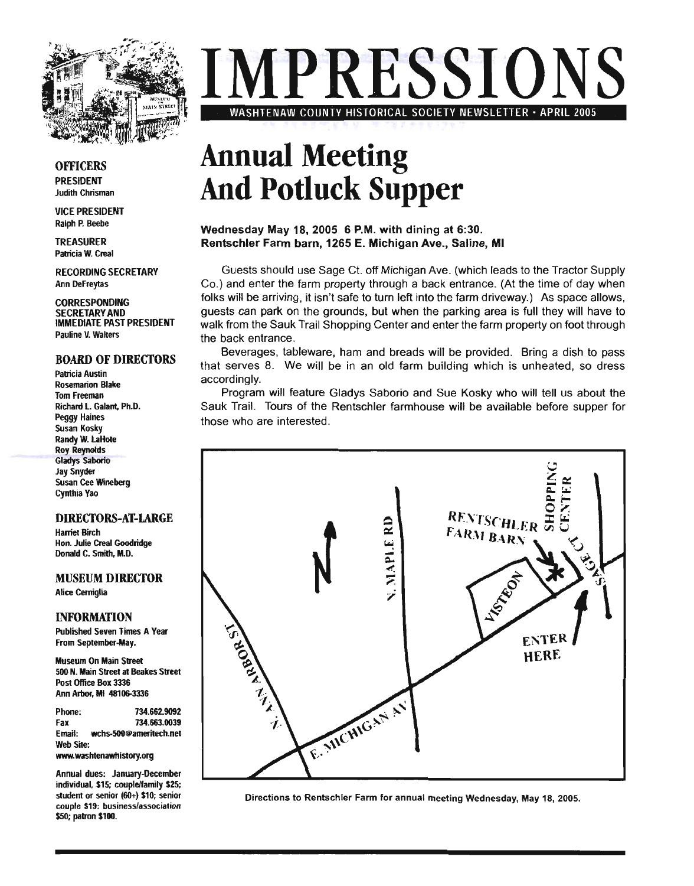# IMPRESSIONS

WASHTENAW COUNTY HISTORICAL SOCIETY NEWSLETTER • APRIL 2005

## OFFICERS

**PRESIDENT**
Judith Chrisman

**VICE PRESIDENT**
Ralph P. Beebe

**TREASURER**
Patricia W. Creal

**RECORDING SECRETARY**
Ann DeFreytas

**CORRESPONDING SECRETARY AND IMMEDIATE PAST PRESIDENT**
Pauline V. Walters

## BOARD OF DIRECTORS

Patricia Austin
Rosemarion Blake
Tom Freeman
Richard L. Galant, Ph.D.
Peggy Haines
Susan Kosky
Randy W. LaHote
Roy Reynolds
Gladys Saborio
Jay Snyder
Susan Cee Wineberg
Cynthia Yao

## DIRECTORS-AT-LARGE

Harriet Birch
Hon. Julie Creal Goodridge
Donald C. Smith, M.D.

## MUSEUM DIRECTOR

Alice Cerniglia

## INFORMATION

Published Seven Times A Year From September-May.

Museum On Main Street
500 N. Main Street at Beakes Street
Post Office Box 3336
Ann Arbor, MI 48106-3336

Phone: 734.662.9092
Fax 734.663.0039
Email: wchs-500@ameritech.net
Web Site: www.washtenawhistory.org

Annual dues: January-December individual, $15; couple/family $25; student or senior (60+) $10; senior couple $19; business/association $50; patron $100.

# Annual Meeting And Potluck Supper

**Wednesday May 18, 2005 6 P.M. with dining at 6:30.**
**Rentschler Farm barn, 1265 E. Michigan Ave., Saline, MI**

Guests should use Sage Ct. off Michigan Ave. (which leads to the Tractor Supply Co.) and enter the farm property through a back entrance. (At the time of day when folks will be arriving, it isn't safe to turn left into the farm driveway.) As space allows, guests can park on the grounds, but when the parking area is full they will have to walk from the Sauk Trail Shopping Center and enter the farm property on foot through the back entrance.

Beverages, tableware, ham and breads will be provided. Bring a dish to pass that serves 8. We will be in an old farm building which is unheated, so dress accordingly.

Program will feature Gladys Saborio and Sue Kosky who will tell us about the Sauk Trail. Tours of the Rentschler farmhouse will be available before supper for those who are interested.

N. ANN ARBOR ST | N. MAPLE RD | E. MICHIGAN AV | VISTEON | RENTSCHLER FARM BARN | SHOPPING CENTER | SAGE CT. | ENTER HERE | N

Directions to Rentschler Farm for annual meeting Wednesday, May 18, 2005.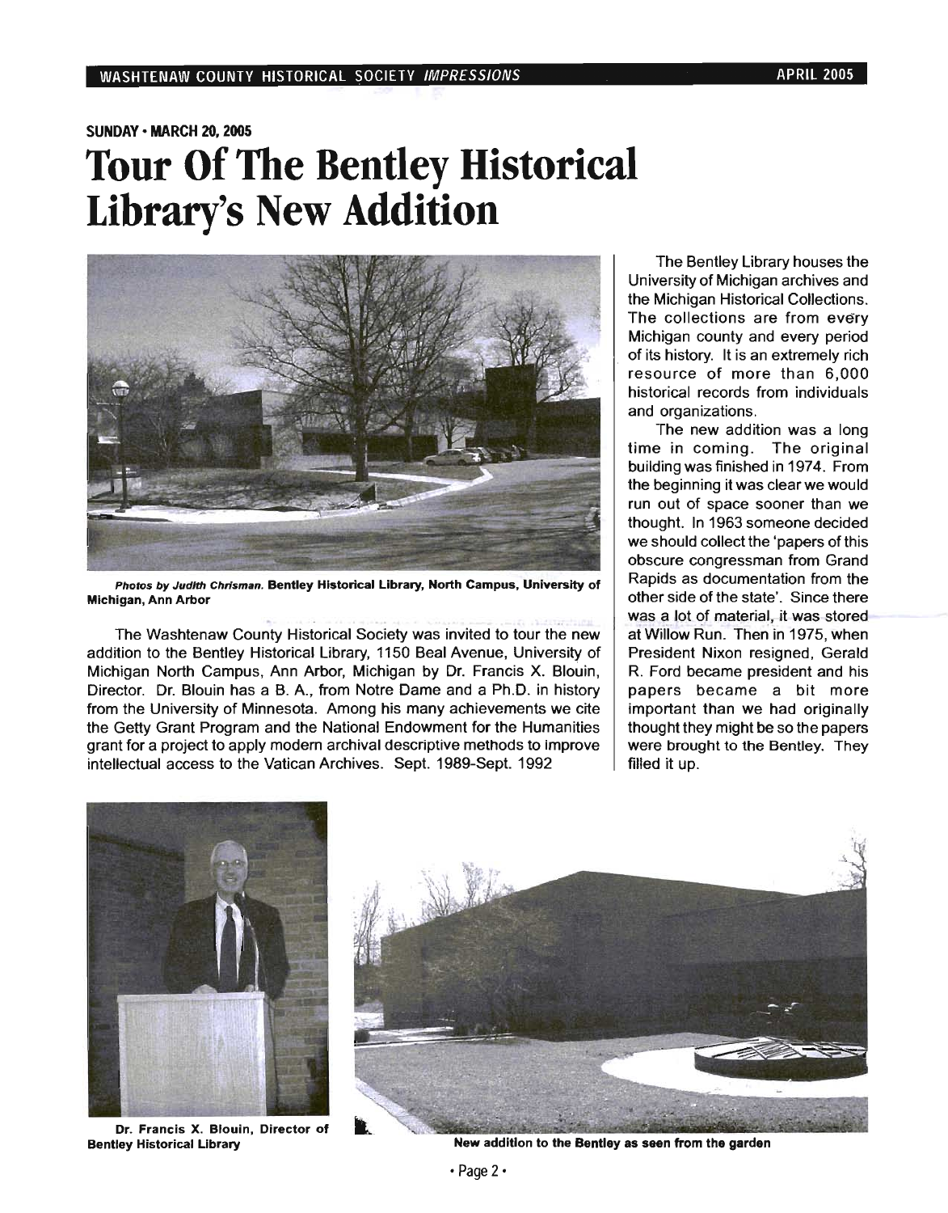SUNDAY • MARCH 20, 2005

# Tour Of The Bentley Historical Library's New Addition

***Photos by Judith Chrisman.*** **Bentley Historical Library, North Campus, University of Michigan, Ann Arbor**

The Washtenaw County Historical Society was invited to tour the new addition to the Bentley Historical Library, 1150 Beal Avenue, University of Michigan North Campus, Ann Arbor, Michigan by Dr. Francis X. Blouin, Director. Dr. Blouin has a B. A., from Notre Dame and a Ph.D. in history from the University of Minnesota. Among his many achievements we cite the Getty Grant Program and the National Endowment for the Humanities grant for a project to apply modern archival descriptive methods to improve intellectual access to the Vatican Archives. Sept. 1989-Sept. 1992

The Bentley Library houses the University of Michigan archives and the Michigan Historical Collections. The collections are from every Michigan county and every period of its history. It is an extremely rich resource of more than 6,000 historical records from individuals and organizations.

The new addition was a long time in coming. The original building was finished in 1974. From the beginning it was clear we would run out of space sooner than we thought. In 1963 someone decided we should collect the 'papers of this obscure congressman from Grand Rapids as documentation from the other side of the state'. Since there was a lot of material, it was stored at Willow Run. Then in 1975, when President Nixon resigned, Gerald R. Ford became president and his papers became a bit more important than we had originally thought they might be so the papers were brought to the Bentley. They filled it up.

**Dr. Francis X. Blouin, Director of Bentley Historical Library**

**New addition to the Bentley as seen from the garden**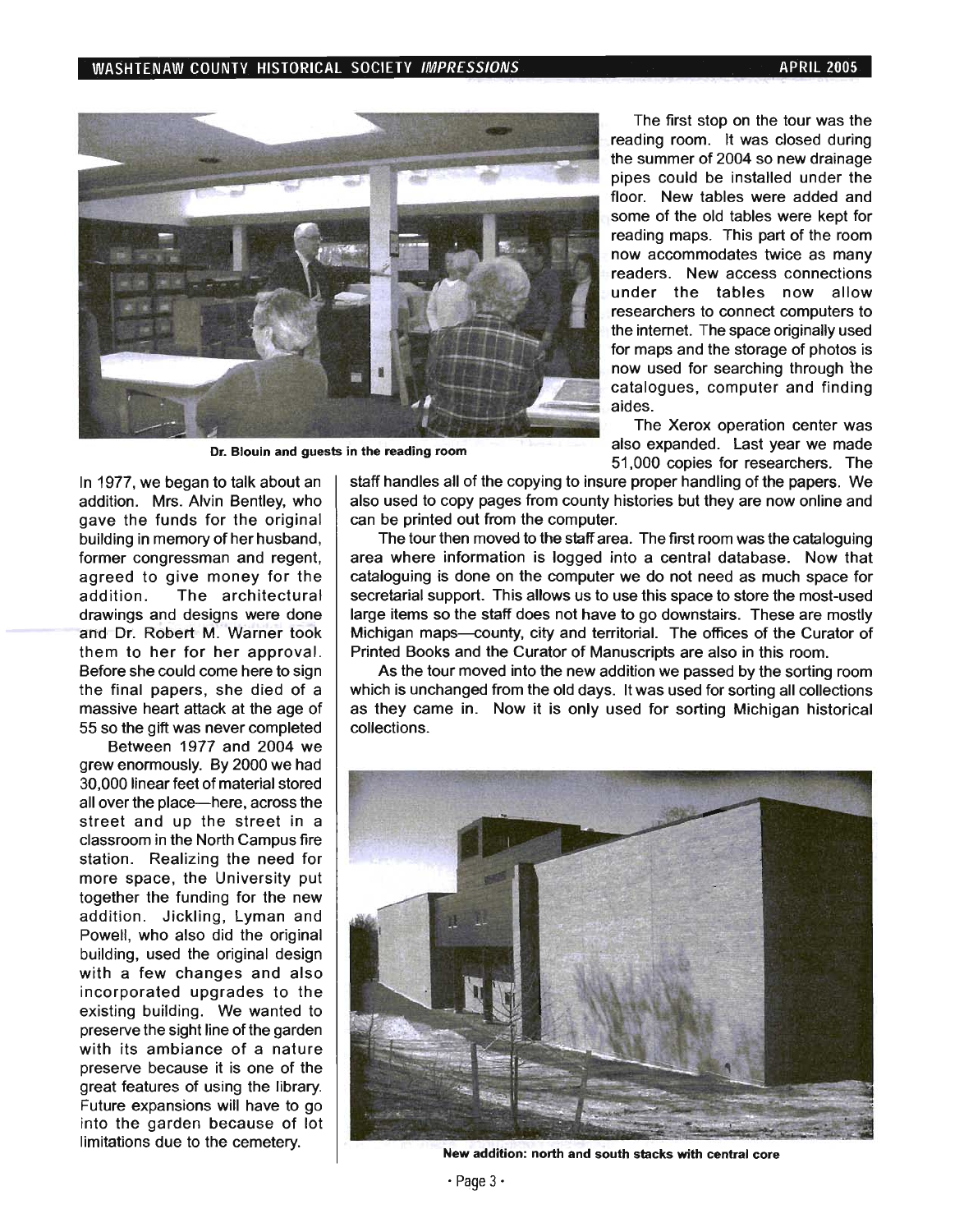Dr. Blouin and guests in the reading room

In 1977, we began to talk about an addition. Mrs. Alvin Bentley, who gave the funds for the original building in memory of her husband, former congressman and regent, agreed to give money for the addition. The architectural drawings and designs were done and Dr. Robert M. Warner took them to her for her approval. Before she could come here to sign the final papers, she died of a massive heart attack at the age of 55 so the gift was never completed

Between 1977 and 2004 we grew enormously. By 2000 we had 30,000 linear feet of material stored all over the place—here, across the street and up the street in a classroom in the North Campus fire station. Realizing the need for more space, the University put together the funding for the new addition. Jickling, Lyman and Powell, who also did the original building, used the original design with a few changes and also incorporated upgrades to the existing building. We wanted to preserve the sight line of the garden with its ambiance of a nature preserve because it is one of the great features of using the library. Future expansions will have to go into the garden because of lot limitations due to the cemetery.

The first stop on the tour was the reading room. It was closed during the summer of 2004 so new drainage pipes could be installed under the floor. New tables were added and some of the old tables were kept for reading maps. This part of the room now accommodates twice as many readers. New access connections under the tables now allow researchers to connect computers to the internet. The space originally used for maps and the storage of photos is now used for searching through the catalogues, computer and finding aides.

The Xerox operation center was also expanded. Last year we made 51,000 copies for researchers. The staff handles all of the copying to insure proper handling of the papers. We also used to copy pages from county histories but they are now online and can be printed out from the computer.

The tour then moved to the staff area. The first room was the cataloguing area where information is logged into a central database. Now that cataloguing is done on the computer we do not need as much space for secretarial support. This allows us to use this space to store the most-used large items so the staff does not have to go downstairs. These are mostly Michigan maps—county, city and territorial. The offices of the Curator of Printed Books and the Curator of Manuscripts are also in this room.

As the tour moved into the new addition we passed by the sorting room which is unchanged from the old days. It was used for sorting all collections as they came in. Now it is only used for sorting Michigan historical collections.

New addition: north and south stacks with central core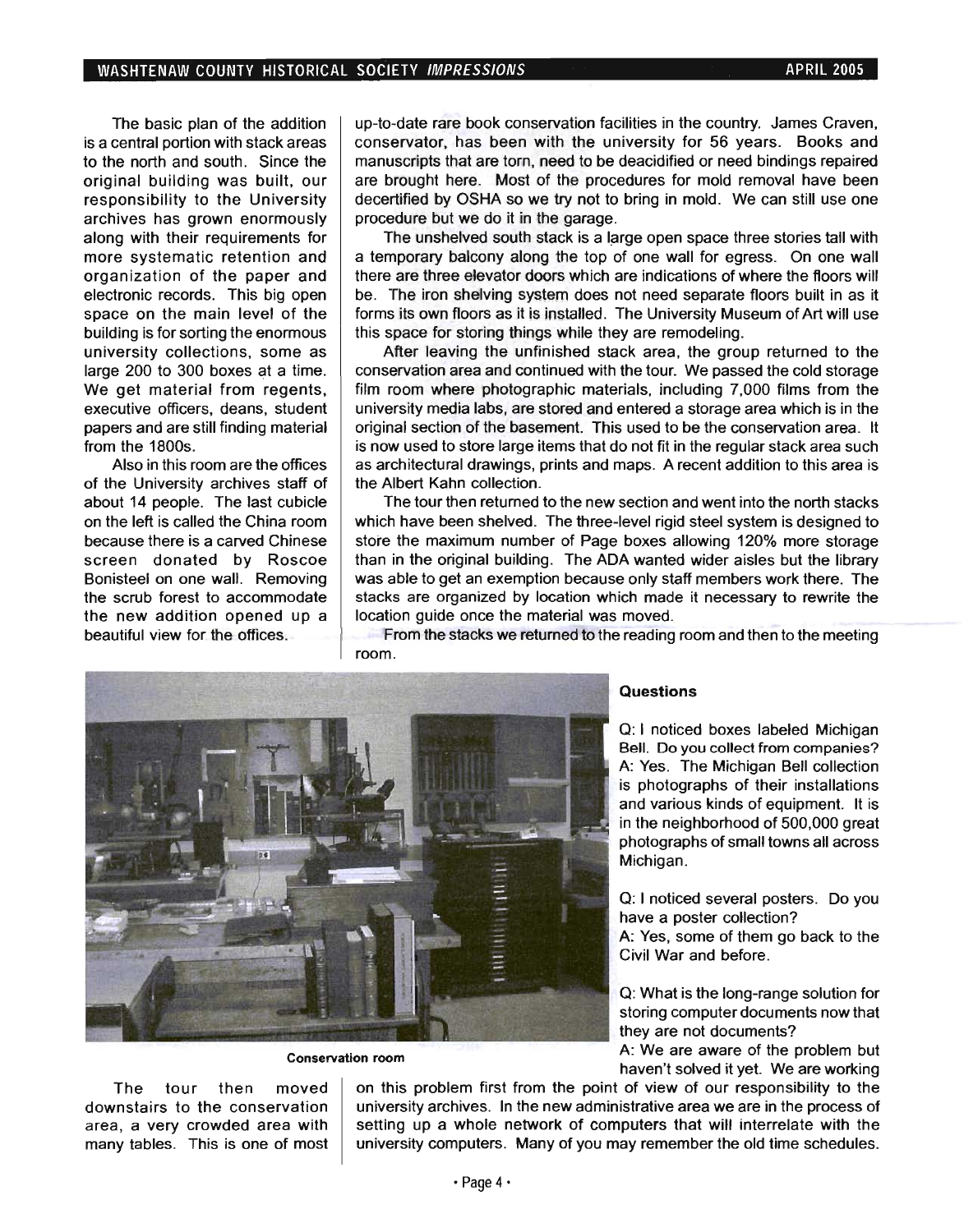The basic plan of the addition is a central portion with stack areas to the north and south. Since the original building was built, our responsibility to the University archives has grown enormously along with their requirements for more systematic retention and organization of the paper and electronic records. This big open space on the main level of the building is for sorting the enormous university collections, some as large 200 to 300 boxes at a time. We get material from regents, executive officers, deans, student papers and are still finding material from the 1800s.

Also in this room are the offices of the University archives staff of about 14 people. The last cubicle on the left is called the China room because there is a carved Chinese screen donated by Roscoe Bonisteel on one wall. Removing the scrub forest to accommodate the new addition opened up a beautiful view for the offices.

The tour then moved downstairs to the conservation area, a very crowded area with many tables. This is one of most up-to-date rare book conservation facilities in the country. James Craven, conservator, has been with the university for 56 years. Books and manuscripts that are torn, need to be deacidified or need bindings repaired are brought here. Most of the procedures for mold removal have been decertified by OSHA so we try not to bring in mold. We can still use one procedure but we do it in the garage.

The unshelved south stack is a large open space three stories tall with a temporary balcony along the top of one wall for egress. On one wall there are three elevator doors which are indications of where the floors will be. The iron shelving system does not need separate floors built in as it forms its own floors as it is installed. The University Museum of Art will use this space for storing things while they are remodeling.

After leaving the unfinished stack area, the group returned to the conservation area and continued with the tour. We passed the cold storage film room where photographic materials, including 7,000 films from the university media labs, are stored and entered a storage area which is in the original section of the basement. This used to be the conservation area. It is now used to store large items that do not fit in the regular stack area such as architectural drawings, prints and maps. A recent addition to this area is the Albert Kahn collection.

The tour then returned to the new section and went into the north stacks which have been shelved. The three-level rigid steel system is designed to store the maximum number of Page boxes allowing 120% more storage than in the original building. The ADA wanted wider aisles but the library was able to get an exemption because only staff members work there. The stacks are organized by location which made it necessary to rewrite the location guide once the material was moved.

From the stacks we returned to the reading room and then to the meeting room.

Conservation room

**Questions**

Q: I noticed boxes labeled Michigan Bell. Do you collect from companies?
A: Yes. The Michigan Bell collection is photographs of their installations and various kinds of equipment. It is in the neighborhood of 500,000 great photographs of small towns all across Michigan.

Q: I noticed several posters. Do you have a poster collection?
A: Yes, some of them go back to the Civil War and before.

Q: What is the long-range solution for storing computer documents now that they are not documents?
A: We are aware of the problem but haven't solved it yet. We are working on this problem first from the point of view of our responsibility to the university archives. In the new administrative area we are in the process of setting up a whole network of computers that will interrelate with the university computers. Many of you may remember the old time schedules.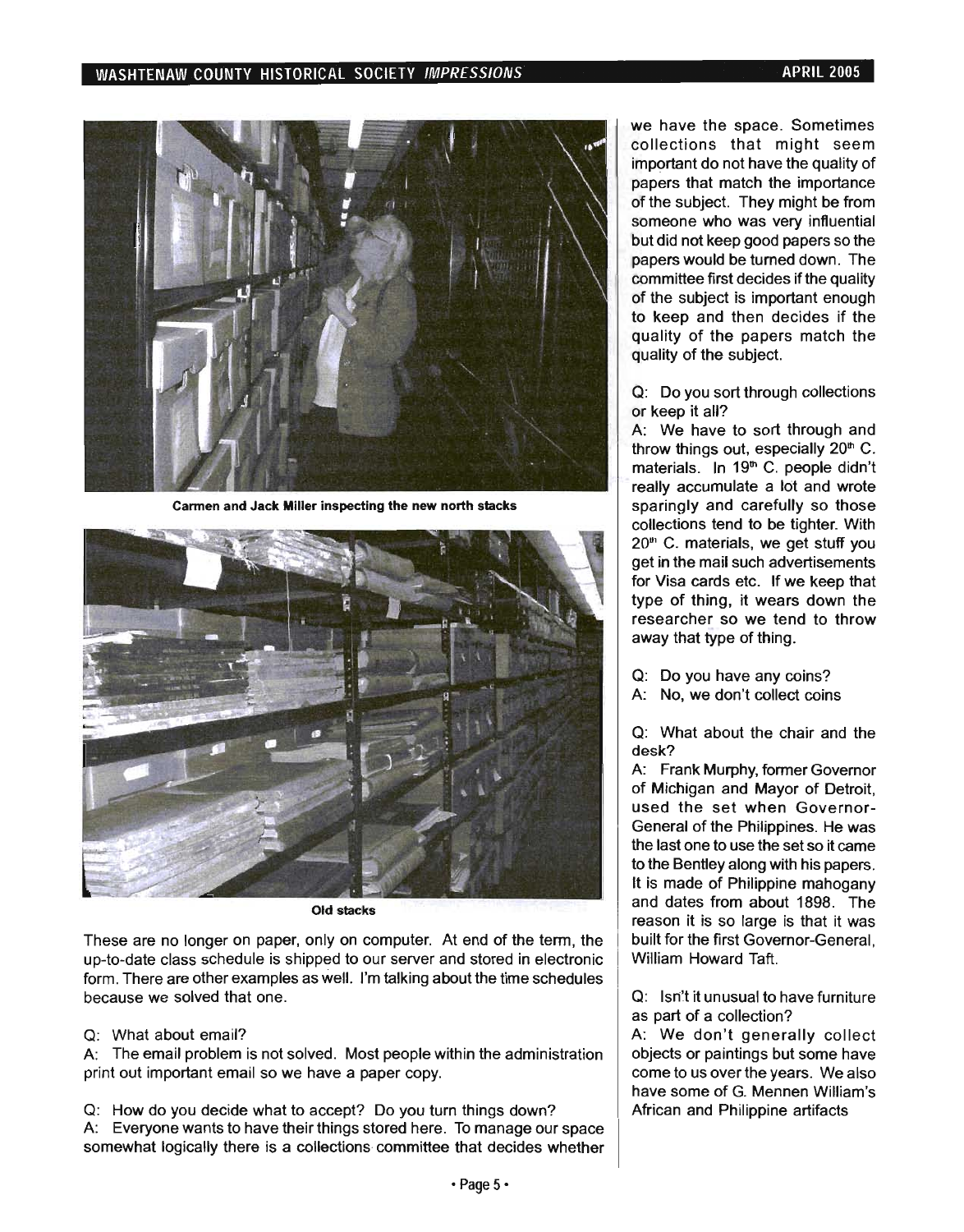Carmen and Jack Miller inspecting the new north stacks

Old stacks

These are no longer on paper, only on computer. At end of the term, the up-to-date class schedule is shipped to our server and stored in electronic form. There are other examples as well. I'm talking about the time schedules because we solved that one.

Q: What about email?

A: The email problem is not solved. Most people within the administration print out important email so we have a paper copy.

Q: How do you decide what to accept? Do you turn things down?

A: Everyone wants to have their things stored here. To manage our space somewhat logically there is a collections committee that decides whether we have the space. Sometimes collections that might seem important do not have the quality of papers that match the importance of the subject. They might be from someone who was very influential but did not keep good papers so the papers would be turned down. The committee first decides if the quality of the subject is important enough to keep and then decides if the quality of the papers match the quality of the subject.

Q: Do you sort through collections or keep it all?

A: We have to sort through and throw things out, especially 20th C. materials. In 19th C. people didn't really accumulate a lot and wrote sparingly and carefully so those collections tend to be tighter. With 20th C. materials, we get stuff you get in the mail such advertisements for Visa cards etc. If we keep that type of thing, it wears down the researcher so we tend to throw away that type of thing.

Q: Do you have any coins?

A: No, we don't collect coins

Q: What about the chair and the desk?

A: Frank Murphy, former Governor of Michigan and Mayor of Detroit, used the set when Governor-General of the Philippines. He was the last one to use the set so it came to the Bentley along with his papers. It is made of Philippine mahogany and dates from about 1898. The reason it is so large is that it was built for the first Governor-General, William Howard Taft.

Q: Isn't it unusual to have furniture as part of a collection?

A: We don't generally collect objects or paintings but some have come to us over the years. We also have some of G. Mennen William's African and Philippine artifacts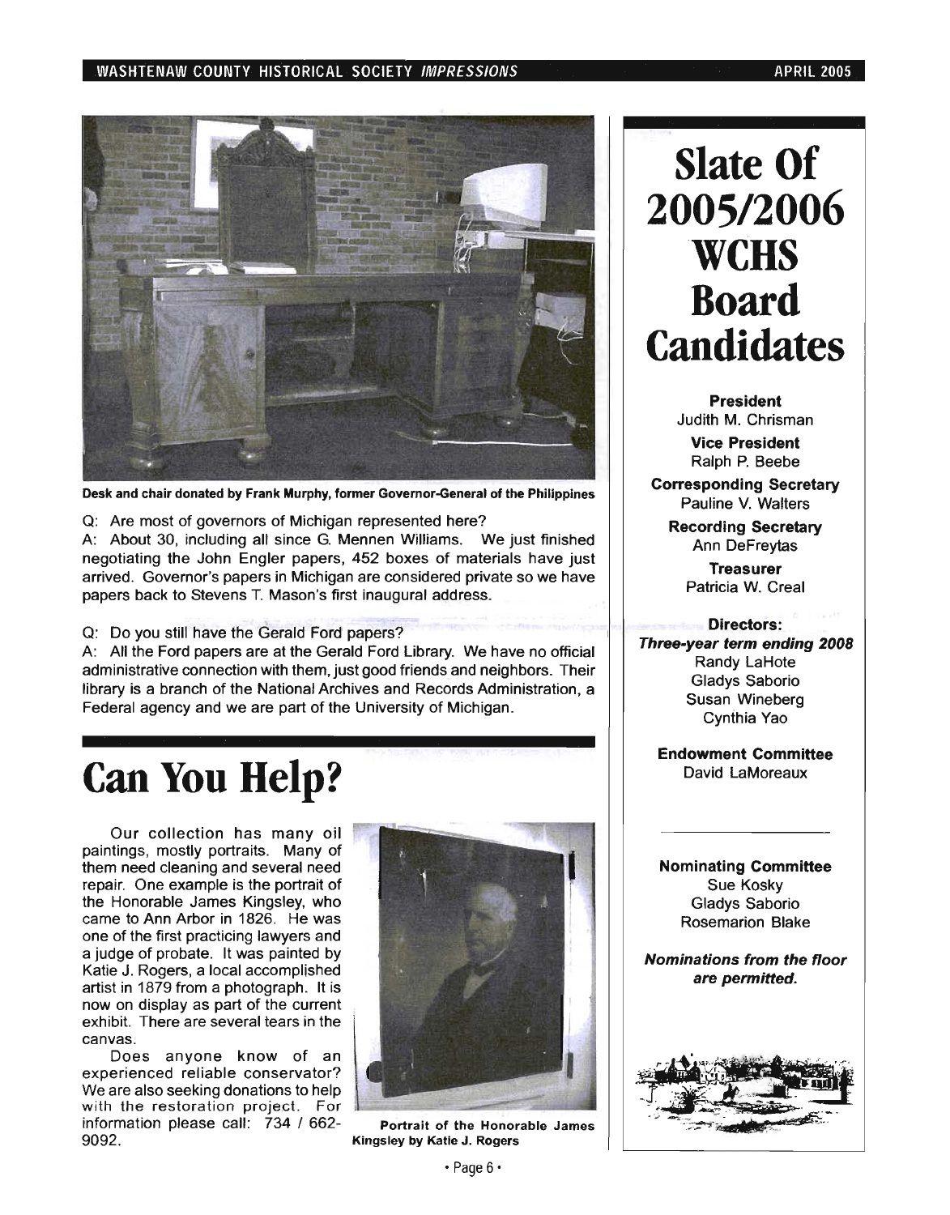Desk and chair donated by Frank Murphy, former Governor-General of the Philippines

Q: Are most of governors of Michigan represented here?

A: About 30, including all since G. Mennen Williams. We just finished negotiating the John Engler papers, 452 boxes of materials have just arrived. Governor's papers in Michigan are considered private so we have papers back to Stevens T. Mason's first inaugural address.

Q: Do you still have the Gerald Ford papers?

A: All the Ford papers are at the Gerald Ford Library. We have no official administrative connection with them, just good friends and neighbors. Their library is a branch of the National Archives and Records Administration, a Federal agency and we are part of the University of Michigan.

# Can You Help?

Our collection has many oil paintings, mostly portraits. Many of them need cleaning and several need repair. One example is the portrait of the Honorable James Kingsley, who came to Ann Arbor in 1826. He was one of the first practicing lawyers and a judge of probate. It was painted by Katie J. Rogers, a local accomplished artist in 1879 from a photograph. It is now on display as part of the current exhibit. There are several tears in the canvas.

Does anyone know of an experienced reliable conservator? We are also seeking donations to help with the restoration project. For information please call: 734 / 662-9092.

Portrait of the Honorable James Kingsley by Katie J. Rogers

# Slate Of 2005/2006 WCHS Board Candidates

**President**
Judith M. Chrisman

**Vice President**
Ralph P. Beebe

**Corresponding Secretary**
Pauline V. Walters

**Recording Secretary**
Ann DeFreytas

**Treasurer**
Patricia W. Creal

**Directors:**
***Three-year term ending 2008***
Randy LaHote
Gladys Saborio
Susan Wineberg
Cynthia Yao

**Endowment Committee**
David LaMoreaux

---

**Nominating Committee**
Sue Kosky
Gladys Saborio
Rosemarion Blake

***Nominations from the floor are permitted.***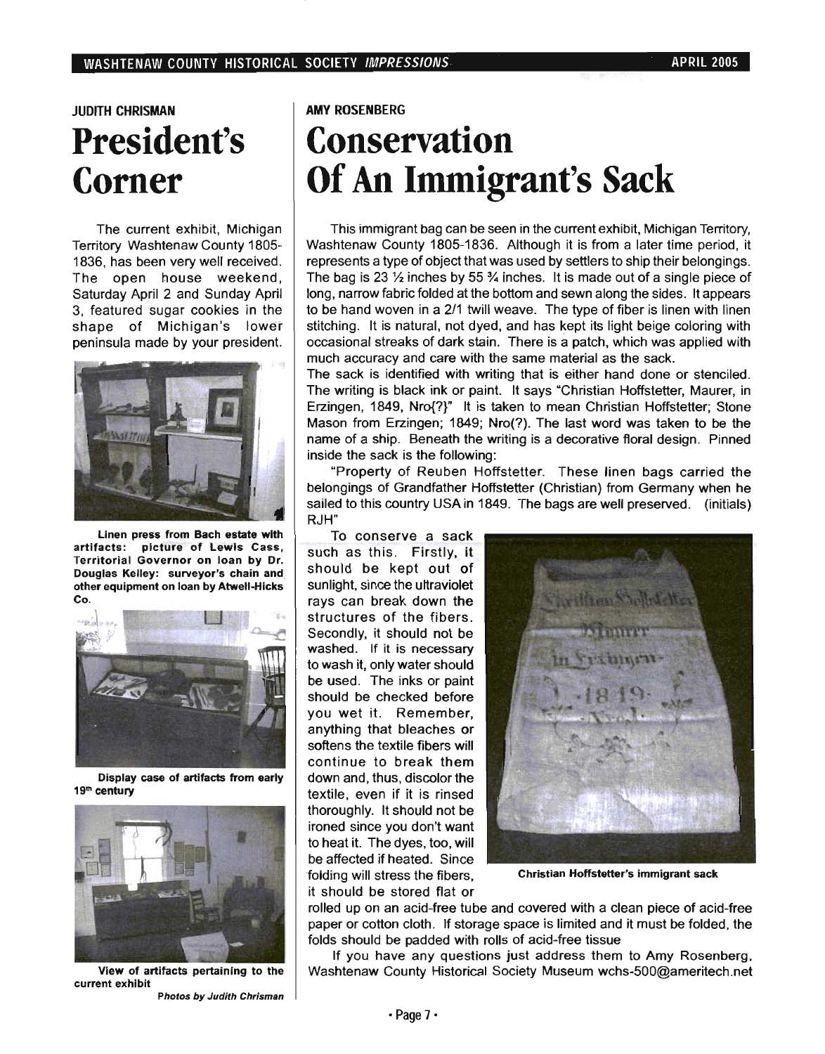JUDITH CHRISMAN

# President's Corner

The current exhibit, Michigan Territory Washtenaw County 1805-1836, has been very well received. The open house weekend, Saturday April 2 and Sunday April 3, featured sugar cookies in the shape of Michigan's lower peninsula made by your president.

**Linen press from Bach estate with artifacts: picture of Lewis Cass, Territorial Governor on loan by Dr. Douglas Kelley: surveyor's chain and other equipment on loan by Atwell-Hicks Co.**

**Display case of artifacts from early 19th century**

**View of artifacts pertaining to the current exhibit**

*Photos by Judith Chrisman*

AMY ROSENBERG

# Conservation Of An Immigrant's Sack

This immigrant bag can be seen in the current exhibit, Michigan Territory, Washtenaw County 1805-1836. Although it is from a later time period, it represents a type of object that was used by settlers to ship their belongings. The bag is 23 ½ inches by 55 ¾ inches. It is made out of a single piece of long, narrow fabric folded at the bottom and sewn along the sides. It appears to be hand woven in a 2/1 twill weave. The type of fiber is linen with linen stitching. It is natural, not dyed, and has kept its light beige coloring with occasional streaks of dark stain. There is a patch, which was applied with much accuracy and care with the same material as the sack.

The sack is identified with writing that is either hand done or stenciled. The writing is black ink or paint. It says "Christian Hoffstetter, Maurer, in Erzingen, 1849, Nro{?}" It is taken to mean Christian Hoffstetter; Stone Mason from Erzingen; 1849; Nro(?). The last word was taken to be the name of a ship. Beneath the writing is a decorative floral design. Pinned inside the sack is the following:

"Property of Reuben Hoffstetter. These linen bags carried the belongings of Grandfather Hoffstetter (Christian) from Germany when he sailed to this country USA in 1849. The bags are well preserved. (initials) RJH"

To conserve a sack such as this. Firstly, it should be kept out of sunlight, since the ultraviolet rays can break down the structures of the fibers. Secondly, it should not be washed. If it is necessary to wash it, only water should be used. The inks or paint should be checked before you wet it. Remember, anything that bleaches or softens the textile fibers will continue to break them down and, thus, discolor the textile, even if it is rinsed thoroughly. It should not be ironed since you don't want to heat it. The dyes, too, will be affected if heated. Since folding will stress the fibers, it should be stored flat or rolled up on an acid-free tube and covered with a clean piece of acid-free paper or cotton cloth. If storage space is limited and it must be folded, the folds should be padded with rolls of acid-free tissue

**Christian Hoffstetter's immigrant sack**

If you have any questions just address them to Amy Rosenberg, Washtenaw County Historical Society Museum wchs-500@ameritech.net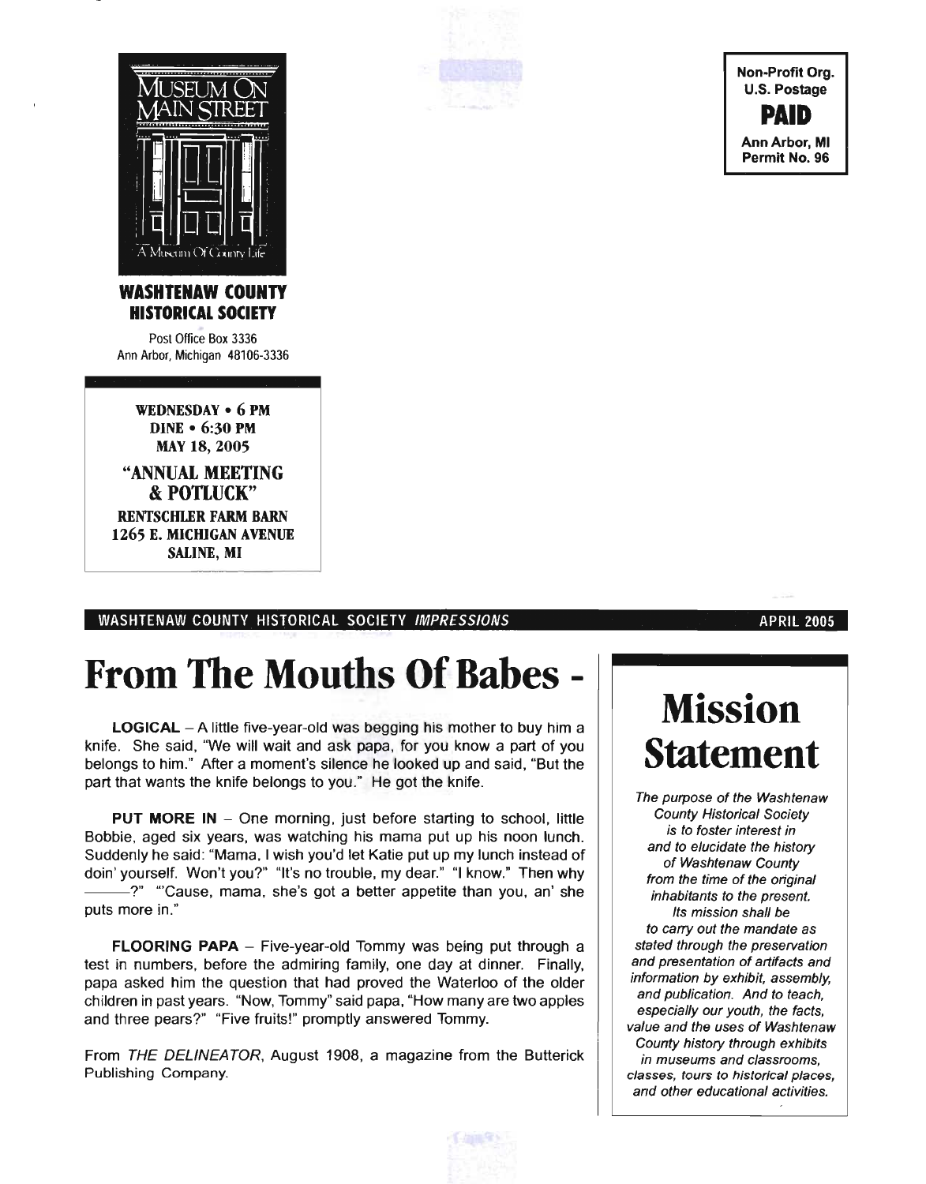MUSEUM ON MAIN STREET

A Museum Of Country Life

**WASHTENAW COUNTY HISTORICAL SOCIETY**

Post Office Box 3336
Ann Arbor, Michigan 48106-3336

Non-Profit Org.
U.S. Postage
**PAID**
Ann Arbor, MI
Permit No. 96

**WEDNESDAY • 6 PM**
**DINE • 6:30 PM**
**MAY 18, 2005**

**"ANNUAL MEETING & POTLUCK"**

**RENTSCHLER FARM BARN**
**1265 E. MICHIGAN AVENUE**
**SALINE, MI**

WASHTENAW COUNTY HISTORICAL SOCIETY *IMPRESSIONS* — APRIL 2005

# From The Mouths Of Babes -

**LOGICAL** – A little five-year-old was begging his mother to buy him a knife. She said, "We will wait and ask papa, for you know a part of you belongs to him." After a moment's silence he looked up and said, "But the part that wants the knife belongs to you." He got the knife.

**PUT MORE IN** – One morning, just before starting to school, little Bobbie, aged six years, was watching his mama put up his noon lunch. Suddenly he said: "Mama, I wish you'd let Katie put up my lunch instead of doin' yourself. Won't you?" "It's no trouble, my dear." "I know." Then why ——?" "'Cause, mama, she's got a better appetite than you, an' she puts more in."

**FLOORING PAPA** – Five-year-old Tommy was being put through a test in numbers, before the admiring family, one day at dinner. Finally, papa asked him the question that had proved the Waterloo of the older children in past years. "Now, Tommy" said papa, "How many are two apples and three pears?" "Five fruits!" promptly answered Tommy.

From *THE DELINEATOR*, August 1908, a magazine from the Butterick Publishing Company.

# Mission Statement

*The purpose of the Washtenaw County Historical Society is to foster interest in and to elucidate the history of Washtenaw County from the time of the original inhabitants to the present. Its mission shall be to carry out the mandate as stated through the preservation and presentation of artifacts and information by exhibit, assembly, and publication. And to teach, especially our youth, the facts, value and the uses of Washtenaw County history through exhibits in museums and classrooms, classes, tours to historical places, and other educational activities.*